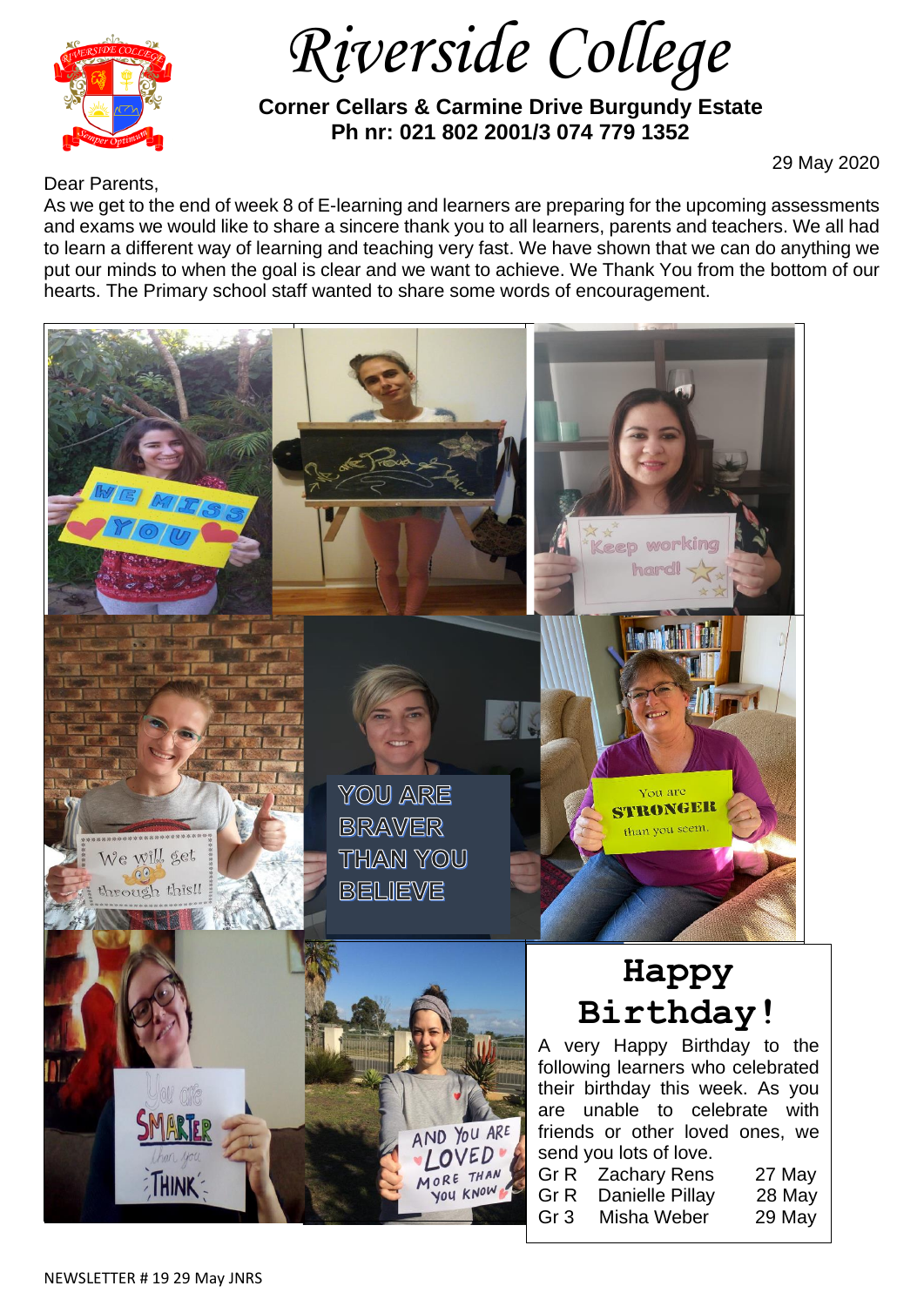# Riverside College

**Corner Cellars & Carmine Drive Burgundy Estate**
**Ph nr: 021 802 2001/3 074 779 1352**

29 May 2020

Dear Parents,

As we get to the end of week 8 of E-learning and learners are preparing for the upcoming assessments and exams we would like to share a sincere thank you to all learners, parents and teachers. We all had to learn a different way of learning and teaching very fast. We have shown that we can do anything we put our minds to when the goal is clear and we want to achieve. We Thank You from the bottom of our hearts. The Primary school staff wanted to share some words of encouragement.

## Happy Birthday!

A very Happy Birthday to the following learners who celebrated their birthday this week. As you are unable to celebrate with friends or other loved ones, we send you lots of love.

| Grade | Name | Date |
|---|---|---|
| Gr R | Zachary Rens | 27 May |
| Gr R | Danielle Pillay | 28 May |
| Gr 3 | Misha Weber | 29 May |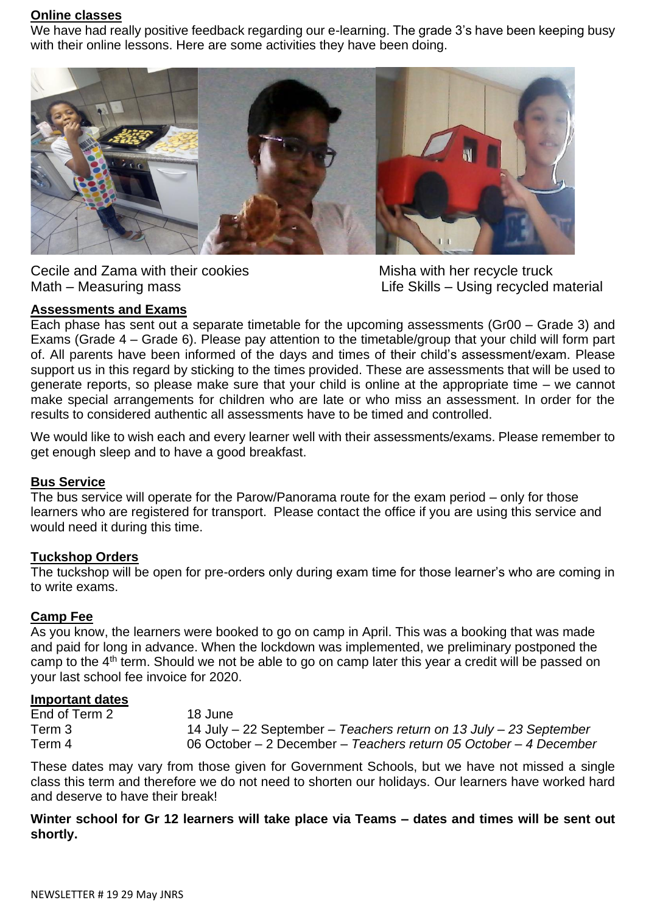## Online classes

We have had really positive feedback regarding our e-learning. The grade 3's have been keeping busy with their online lessons. Here are some activities they have been doing.

Cecile and Zama with their cookies
Math – Measuring mass

Misha with her recycle truck
Life Skills – Using recycled material

## Assessments and Exams

Each phase has sent out a separate timetable for the upcoming assessments (Gr00 – Grade 3) and Exams (Grade 4 – Grade 6). Please pay attention to the timetable/group that your child will form part of. All parents have been informed of the days and times of their child's assessment/exam. Please support us in this regard by sticking to the times provided. These are assessments that will be used to generate reports, so please make sure that your child is online at the appropriate time – we cannot make special arrangements for children who are late or who miss an assessment. In order for the results to considered authentic all assessments have to be timed and controlled.

We would like to wish each and every learner well with their assessments/exams. Please remember to get enough sleep and to have a good breakfast.

## Bus Service

The bus service will operate for the Parow/Panorama route for the exam period – only for those learners who are registered for transport. Please contact the office if you are using this service and would need it during this time.

## Tuckshop Orders

The tuckshop will be open for pre-orders only during exam time for those learner's who are coming in to write exams.

## Camp Fee

As you know, the learners were booked to go on camp in April. This was a booking that was made and paid for long in advance. When the lockdown was implemented, we preliminary postponed the camp to the 4th term. Should we not be able to go on camp later this year a credit will be passed on your last school fee invoice for 2020.

## Important dates

| | |
|---|---|
| End of Term 2 | 18 June |
| Term 3 | 14 July – 22 September – *Teachers return on 13 July – 23 September* |
| Term 4 | 06 October – 2 December – *Teachers return 05 October – 4 December* |

These dates may vary from those given for Government Schools, but we have not missed a single class this term and therefore we do not need to shorten our holidays. Our learners have worked hard and deserve to have their break!

**Winter school for Gr 12 learners will take place via Teams – dates and times will be sent out shortly.**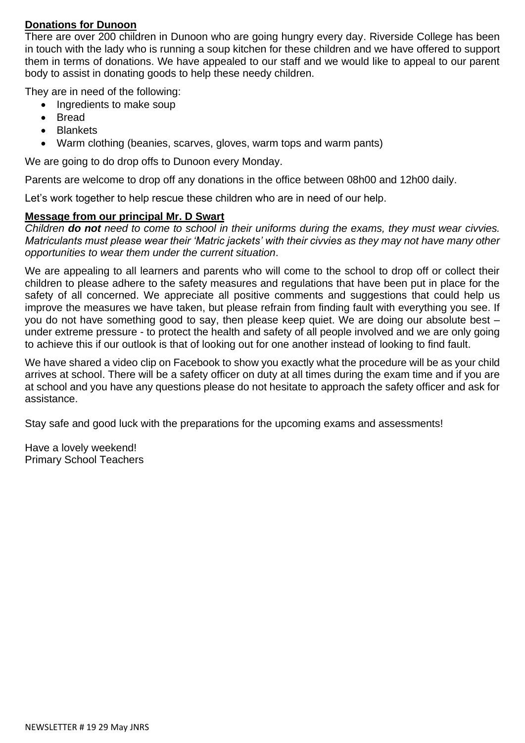**Donations for Dunoon**

There are over 200 children in Dunoon who are going hungry every day. Riverside College has been in touch with the lady who is running a soup kitchen for these children and we have offered to support them in terms of donations. We have appealed to our staff and we would like to appeal to our parent body to assist in donating goods to help these needy children.

They are in need of the following:

- Ingredients to make soup
- Bread
- Blankets
- Warm clothing (beanies, scarves, gloves, warm tops and warm pants)

We are going to do drop offs to Dunoon every Monday.

Parents are welcome to drop off any donations in the office between 08h00 and 12h00 daily.

Let's work together to help rescue these children who are in need of our help.

**Message from our principal Mr. D Swart**

*Children **do not** need to come to school in their uniforms during the exams, they must wear civvies. Matriculants must please wear their 'Matric jackets' with their civvies as they may not have many other opportunities to wear them under the current situation*.

We are appealing to all learners and parents who will come to the school to drop off or collect their children to please adhere to the safety measures and regulations that have been put in place for the safety of all concerned. We appreciate all positive comments and suggestions that could help us improve the measures we have taken, but please refrain from finding fault with everything you see. If you do not have something good to say, then please keep quiet. We are doing our absolute best – under extreme pressure - to protect the health and safety of all people involved and we are only going to achieve this if our outlook is that of looking out for one another instead of looking to find fault.

We have shared a video clip on Facebook to show you exactly what the procedure will be as your child arrives at school. There will be a safety officer on duty at all times during the exam time and if you are at school and you have any questions please do not hesitate to approach the safety officer and ask for assistance.

Stay safe and good luck with the preparations for the upcoming exams and assessments!

Have a lovely weekend!
Primary School Teachers